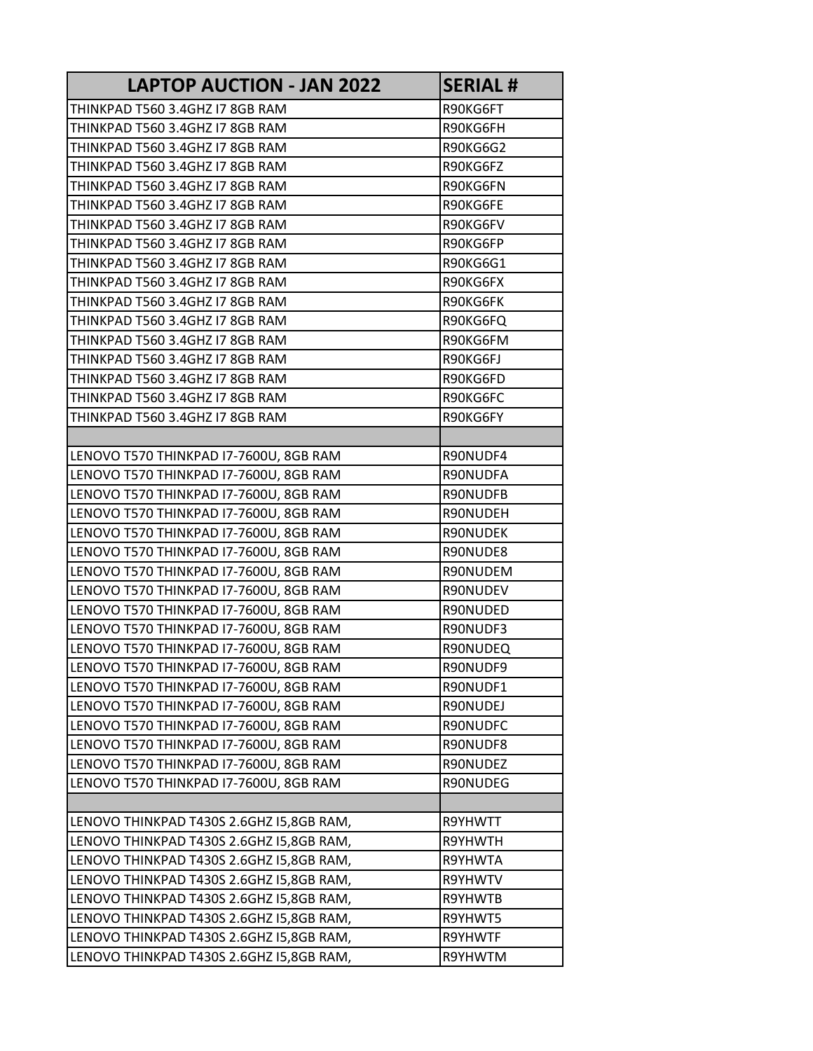| LAPTOP AUCTION - JAN 2022 | SERIAL # |
|---|---|
| THINKPAD T560 3.4GHZ I7 8GB RAM | R90KG6FT |
| THINKPAD T560 3.4GHZ I7 8GB RAM | R90KG6FH |
| THINKPAD T560 3.4GHZ I7 8GB RAM | R90KG6G2 |
| THINKPAD T560 3.4GHZ I7 8GB RAM | R90KG6FZ |
| THINKPAD T560 3.4GHZ I7 8GB RAM | R90KG6FN |
| THINKPAD T560 3.4GHZ I7 8GB RAM | R90KG6FE |
| THINKPAD T560 3.4GHZ I7 8GB RAM | R90KG6FV |
| THINKPAD T560 3.4GHZ I7 8GB RAM | R90KG6FP |
| THINKPAD T560 3.4GHZ I7 8GB RAM | R90KG6G1 |
| THINKPAD T560 3.4GHZ I7 8GB RAM | R90KG6FX |
| THINKPAD T560 3.4GHZ I7 8GB RAM | R90KG6FK |
| THINKPAD T560 3.4GHZ I7 8GB RAM | R90KG6FQ |
| THINKPAD T560 3.4GHZ I7 8GB RAM | R90KG6FM |
| THINKPAD T560 3.4GHZ I7 8GB RAM | R90KG6FJ |
| THINKPAD T560 3.4GHZ I7 8GB RAM | R90KG6FD |
| THINKPAD T560 3.4GHZ I7 8GB RAM | R90KG6FC |
| THINKPAD T560 3.4GHZ I7 8GB RAM | R90KG6FY |
| | |
| LENOVO T570 THINKPAD I7-7600U, 8GB RAM | R90NUDF4 |
| LENOVO T570 THINKPAD I7-7600U, 8GB RAM | R90NUDFA |
| LENOVO T570 THINKPAD I7-7600U, 8GB RAM | R90NUDFB |
| LENOVO T570 THINKPAD I7-7600U, 8GB RAM | R90NUDEH |
| LENOVO T570 THINKPAD I7-7600U, 8GB RAM | R90NUDEK |
| LENOVO T570 THINKPAD I7-7600U, 8GB RAM | R90NUDE8 |
| LENOVO T570 THINKPAD I7-7600U, 8GB RAM | R90NUDEM |
| LENOVO T570 THINKPAD I7-7600U, 8GB RAM | R90NUDEV |
| LENOVO T570 THINKPAD I7-7600U, 8GB RAM | R90NUDED |
| LENOVO T570 THINKPAD I7-7600U, 8GB RAM | R90NUDF3 |
| LENOVO T570 THINKPAD I7-7600U, 8GB RAM | R90NUDEQ |
| LENOVO T570 THINKPAD I7-7600U, 8GB RAM | R90NUDF9 |
| LENOVO T570 THINKPAD I7-7600U, 8GB RAM | R90NUDF1 |
| LENOVO T570 THINKPAD I7-7600U, 8GB RAM | R90NUDEJ |
| LENOVO T570 THINKPAD I7-7600U, 8GB RAM | R90NUDFC |
| LENOVO T570 THINKPAD I7-7600U, 8GB RAM | R90NUDF8 |
| LENOVO T570 THINKPAD I7-7600U, 8GB RAM | R90NUDEZ |
| LENOVO T570 THINKPAD I7-7600U, 8GB RAM | R90NUDEG |
| | |
| LENOVO THINKPAD T430S 2.6GHZ I5,8GB RAM, | R9YHWTT |
| LENOVO THINKPAD T430S 2.6GHZ I5,8GB RAM, | R9YHWTH |
| LENOVO THINKPAD T430S 2.6GHZ I5,8GB RAM, | R9YHWTA |
| LENOVO THINKPAD T430S 2.6GHZ I5,8GB RAM, | R9YHWTV |
| LENOVO THINKPAD T430S 2.6GHZ I5,8GB RAM, | R9YHWTB |
| LENOVO THINKPAD T430S 2.6GHZ I5,8GB RAM, | R9YHWT5 |
| LENOVO THINKPAD T430S 2.6GHZ I5,8GB RAM, | R9YHWTF |
| LENOVO THINKPAD T430S 2.6GHZ I5,8GB RAM, | R9YHWTM |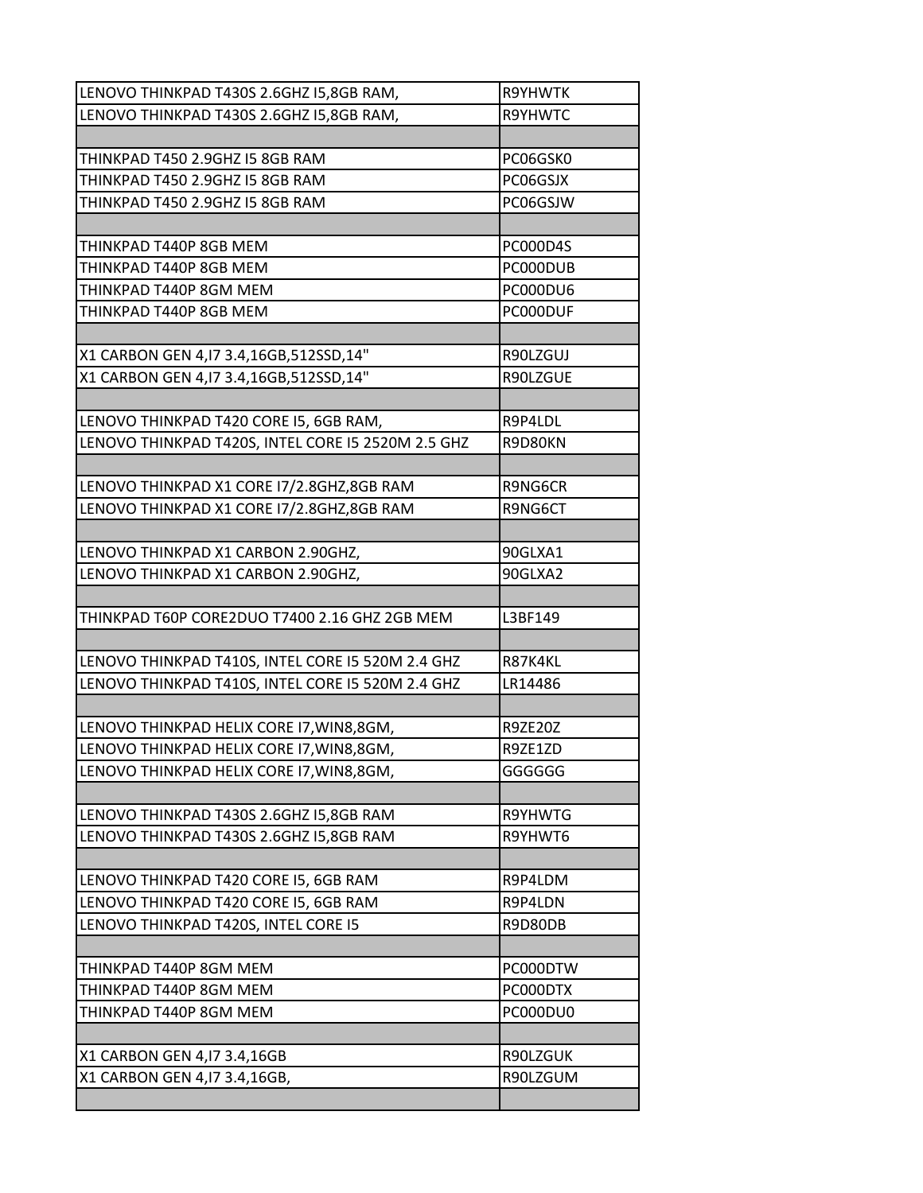| LENOVO THINKPAD T430S 2.6GHZ I5,8GB RAM, | R9YHWTK |
|---|---|
| LENOVO THINKPAD T430S 2.6GHZ I5,8GB RAM, | R9YHWTC |
| | |
| THINKPAD T450 2.9GHZ I5 8GB RAM | PC06GSK0 |
| THINKPAD T450 2.9GHZ I5 8GB RAM | PC06GSJX |
| THINKPAD T450 2.9GHZ I5 8GB RAM | PC06GSJW |
| | |
| THINKPAD T440P 8GB MEM | PC000D4S |
| THINKPAD T440P 8GB MEM | PC000DUB |
| THINKPAD T440P 8GM MEM | PC000DU6 |
| THINKPAD T440P 8GB MEM | PC000DUF |
| | |
| X1 CARBON GEN 4,I7 3.4,16GB,512SSD,14" | R90LZGUJ |
| X1 CARBON GEN 4,I7 3.4,16GB,512SSD,14" | R90LZGUE |
| | |
| LENOVO THINKPAD T420 CORE I5, 6GB RAM, | R9P4LDL |
| LENOVO THINKPAD T420S, INTEL CORE I5 2520M 2.5 GHZ | R9D80KN |
| | |
| LENOVO THINKPAD X1 CORE I7/2.8GHZ,8GB RAM | R9NG6CR |
| LENOVO THINKPAD X1 CORE I7/2.8GHZ,8GB RAM | R9NG6CT |
| | |
| LENOVO THINKPAD X1 CARBON 2.90GHZ, | 90GLXA1 |
| LENOVO THINKPAD X1 CARBON 2.90GHZ, | 90GLXA2 |
| | |
| THINKPAD T60P CORE2DUO T7400 2.16 GHZ 2GB MEM | L3BF149 |
| | |
| LENOVO THINKPAD T410S, INTEL CORE I5 520M 2.4 GHZ | R87K4KL |
| LENOVO THINKPAD T410S, INTEL CORE I5 520M 2.4 GHZ | LR14486 |
| | |
| LENOVO THINKPAD HELIX CORE I7,WIN8,8GM, | R9ZE20Z |
| LENOVO THINKPAD HELIX CORE I7,WIN8,8GM, | R9ZE1ZD |
| LENOVO THINKPAD HELIX CORE I7,WIN8,8GM, | GGGGGG |
| | |
| LENOVO THINKPAD T430S 2.6GHZ I5,8GB RAM | R9YHWTG |
| LENOVO THINKPAD T430S 2.6GHZ I5,8GB RAM | R9YHWT6 |
| | |
| LENOVO THINKPAD T420 CORE I5, 6GB RAM | R9P4LDM |
| LENOVO THINKPAD T420 CORE I5, 6GB RAM | R9P4LDN |
| LENOVO THINKPAD T420S, INTEL CORE I5 | R9D80DB |
| | |
| THINKPAD T440P 8GM MEM | PC000DTW |
| THINKPAD T440P 8GM MEM | PC000DTX |
| THINKPAD T440P 8GM MEM | PC000DU0 |
| | |
| X1 CARBON GEN 4,I7 3.4,16GB | R90LZGUK |
| X1 CARBON GEN 4,I7 3.4,16GB, | R90LZGUM |
| | |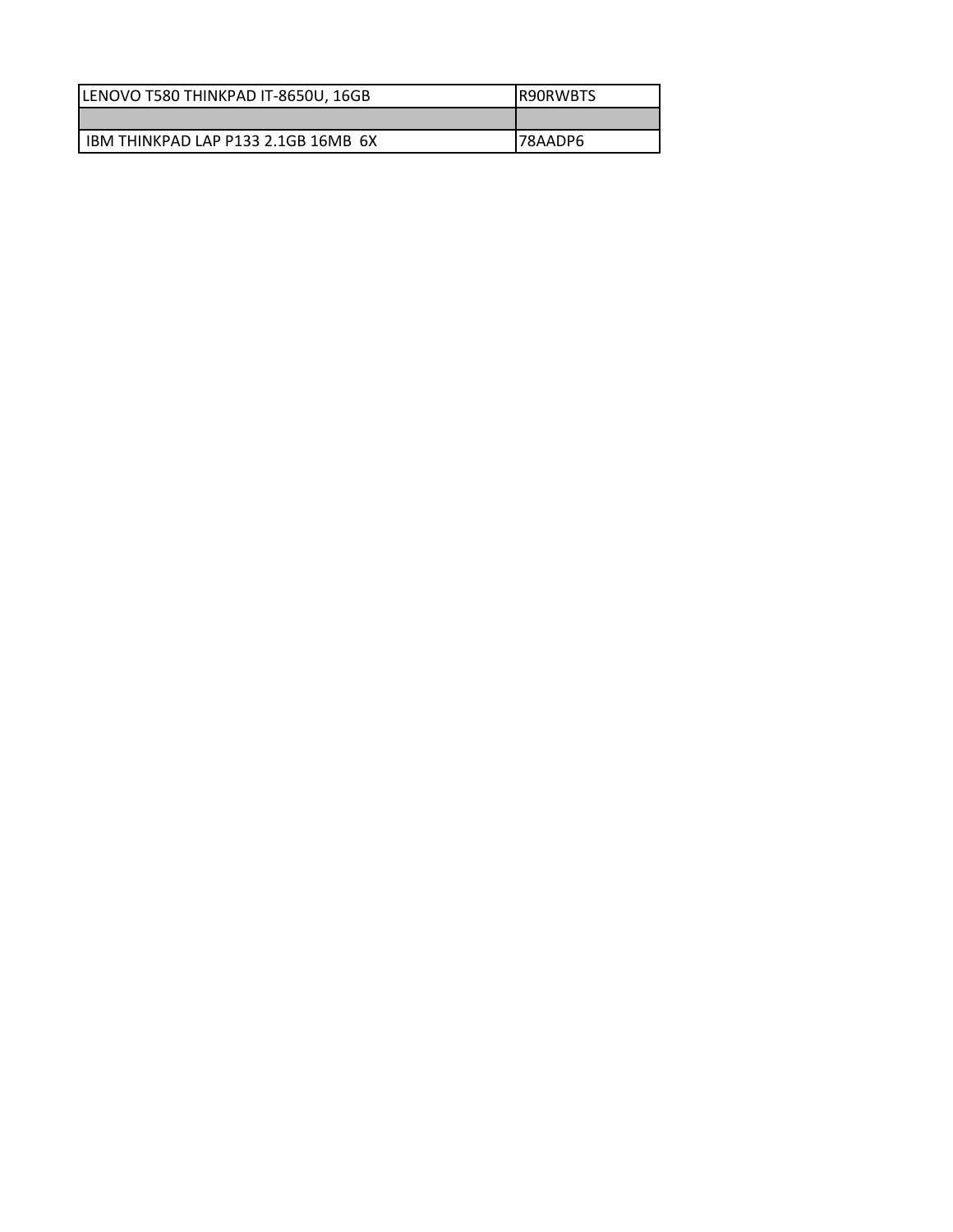| | |
|---|---|
| LENOVO T580 THINKPAD IT-8650U, 16GB | R90RWBTS |
| | |
| IBM THINKPAD LAP P133 2.1GB 16MB 6X | 78AADP6 |